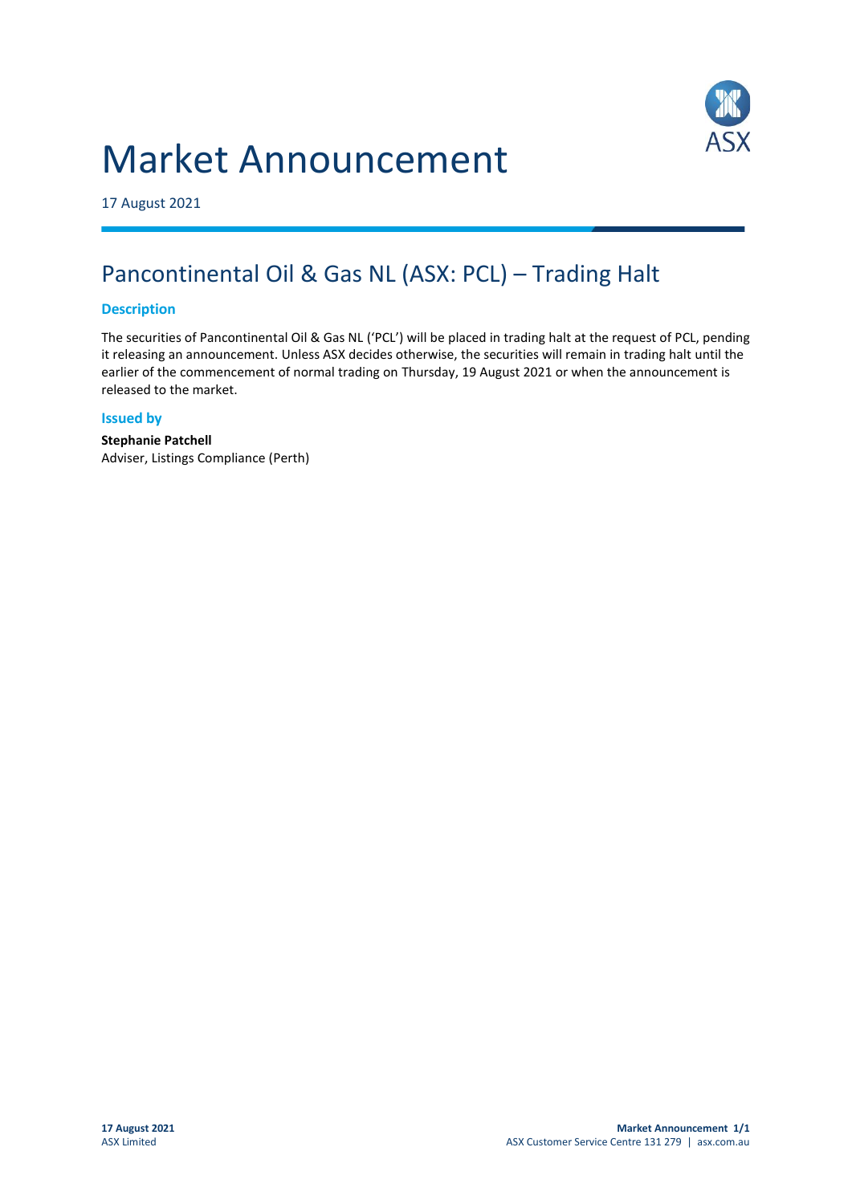# Market Announcement

17 August 2021

## Pancontinental Oil & Gas NL (ASX: PCL) – Trading Halt

### Description

The securities of Pancontinental Oil & Gas NL ('PCL') will be placed in trading halt at the request of PCL, pending it releasing an announcement. Unless ASX decides otherwise, the securities will remain in trading halt until the earlier of the commencement of normal trading on Thursday, 19 August 2021 or when the announcement is released to the market.

### Issued by

**Stephanie Patchell**
Adviser, Listings Compliance (Perth)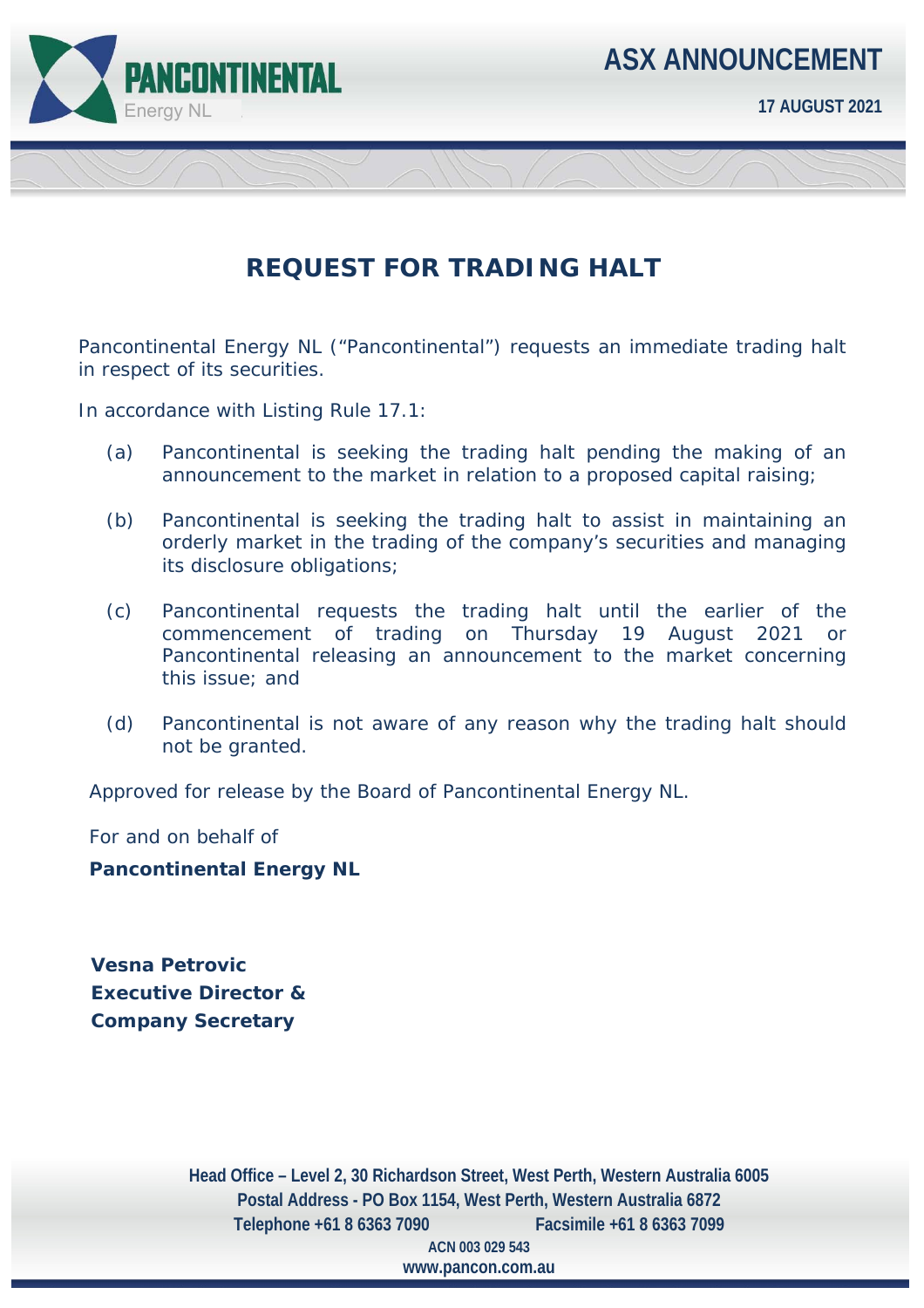# ASX ANNOUNCEMENT

**17 AUGUST 2021**

## REQUEST FOR TRADING HALT

Pancontinental Energy NL ("Pancontinental") requests an immediate trading halt in respect of its securities.

In accordance with Listing Rule 17.1:

(a) Pancontinental is seeking the trading halt pending the making of an announcement to the market in relation to a proposed capital raising;

(b) Pancontinental is seeking the trading halt to assist in maintaining an orderly market in the trading of the company's securities and managing its disclosure obligations;

(c) Pancontinental requests the trading halt until the earlier of the commencement of trading on Thursday 19 August 2021 or Pancontinental releasing an announcement to the market concerning this issue; and

(d) Pancontinental is not aware of any reason why the trading halt should not be granted.

Approved for release by the Board of Pancontinental Energy NL.

For and on behalf of

**Pancontinental Energy NL**

**Vesna Petrovic**
**Executive Director &**
**Company Secretary**

Head Office – Level 2, 30 Richardson Street, West Perth, Western Australia 6005
Postal Address - PO Box 1154, West Perth, Western Australia 6872
Telephone +61 8 6363 7090 Facsimile +61 8 6363 7099
ACN 003 029 543
www.pancon.com.au